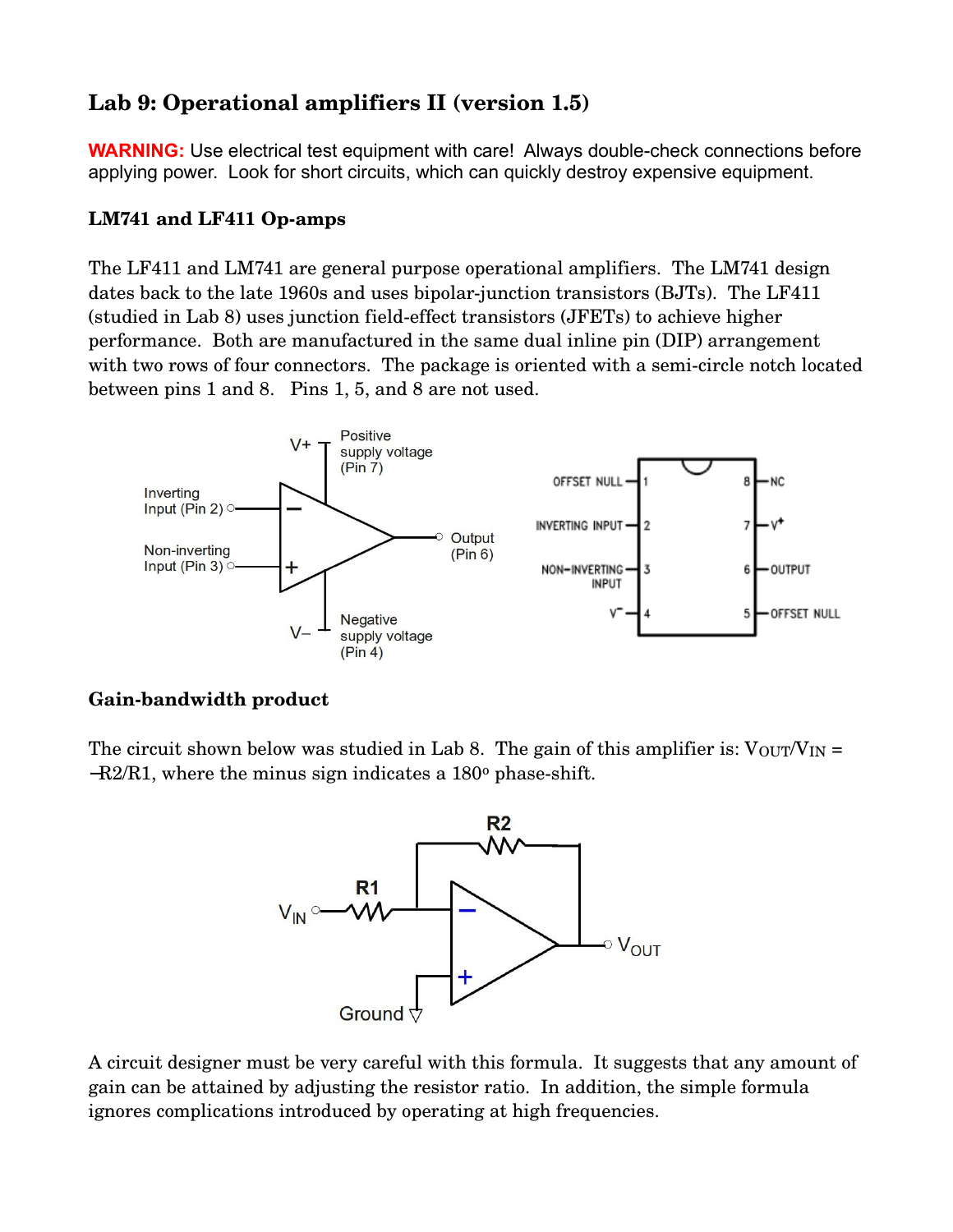# Lab 9: Operational amplifiers II (version 1.5)

**WARNING:** Use electrical test equipment with care! Always double-check connections before applying power. Look for short circuits, which can quickly destroy expensive equipment.

### LM741 and LF411 Op-amps

The LF411 and LM741 are general purpose operational amplifiers. The LM741 design dates back to the late 1960s and uses bipolar-junction transistors (BJTs). The LF411 (studied in Lab 8) uses junction field-effect transistors (JFETs) to achieve higher performance. Both are manufactured in the same dual inline pin (DIP) arrangement with two rows of four connectors. The package is oriented with a semi-circle notch located between pins 1 and 8. Pins 1, 5, and 8 are not used.

### Gain-bandwidth product

The circuit shown below was studied in Lab 8. The gain of this amplifier is: $V_{OUT}/V_{IN} = -R2/R1$, where the minus sign indicates a 180° phase-shift.

A circuit designer must be very careful with this formula. It suggests that any amount of gain can be attained by adjusting the resistor ratio. In addition, the simple formula ignores complications introduced by operating at high frequencies.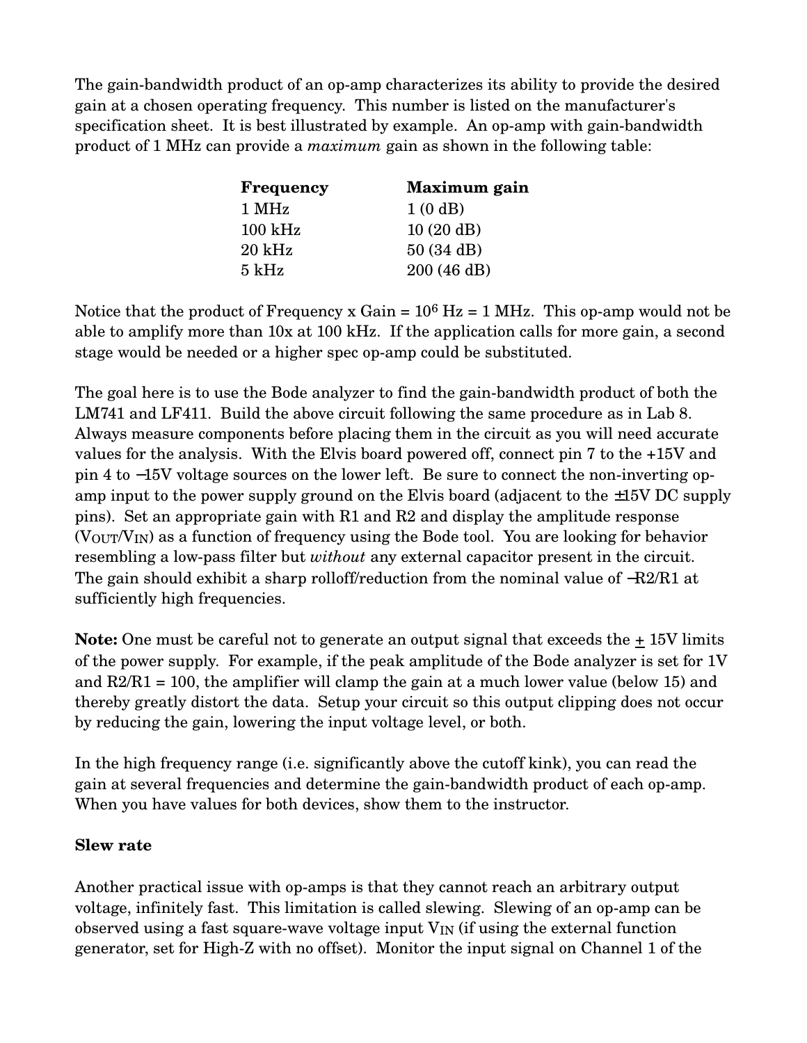The gain-bandwidth product of an op-amp characterizes its ability to provide the desired gain at a chosen operating frequency. This number is listed on the manufacturer's specification sheet. It is best illustrated by example. An op-amp with gain-bandwidth product of 1 MHz can provide a *maximum* gain as shown in the following table:

| **Frequency** | **Maximum gain** |
|---|---|
| 1 MHz | 1 (0 dB) |
| 100 kHz | 10 (20 dB) |
| 20 kHz | 50 (34 dB) |
| 5 kHz | 200 (46 dB) |

Notice that the product of Frequency x Gain = $10^6$ Hz = 1 MHz. This op-amp would not be able to amplify more than 10x at 100 kHz. If the application calls for more gain, a second stage would be needed or a higher spec op-amp could be substituted.

The goal here is to use the Bode analyzer to find the gain-bandwidth product of both the LM741 and LF411. Build the above circuit following the same procedure as in Lab 8. Always measure components before placing them in the circuit as you will need accurate values for the analysis. With the Elvis board powered off, connect pin 7 to the +15V and pin 4 to −15V voltage sources on the lower left. Be sure to connect the non-inverting op-amp input to the power supply ground on the Elvis board (adjacent to the ±15V DC supply pins). Set an appropriate gain with R1 and R2 and display the amplitude response ($V_{OUT}/V_{IN}$) as a function of frequency using the Bode tool. You are looking for behavior resembling a low-pass filter but *without* any external capacitor present in the circuit. The gain should exhibit a sharp rolloff/reduction from the nominal value of −R2/R1 at sufficiently high frequencies.

**Note:** One must be careful not to generate an output signal that exceeds the ± 15V limits of the power supply. For example, if the peak amplitude of the Bode analyzer is set for 1V and R2/R1 = 100, the amplifier will clamp the gain at a much lower value (below 15) and thereby greatly distort the data. Setup your circuit so this output clipping does not occur by reducing the gain, lowering the input voltage level, or both.

In the high frequency range (i.e. significantly above the cutoff kink), you can read the gain at several frequencies and determine the gain-bandwidth product of each op-amp. When you have values for both devices, show them to the instructor.

**Slew rate**

Another practical issue with op-amps is that they cannot reach an arbitrary output voltage, infinitely fast. This limitation is called slewing. Slewing of an op-amp can be observed using a fast square-wave voltage input $V_{IN}$ (if using the external function generator, set for High-Z with no offset). Monitor the input signal on Channel 1 of the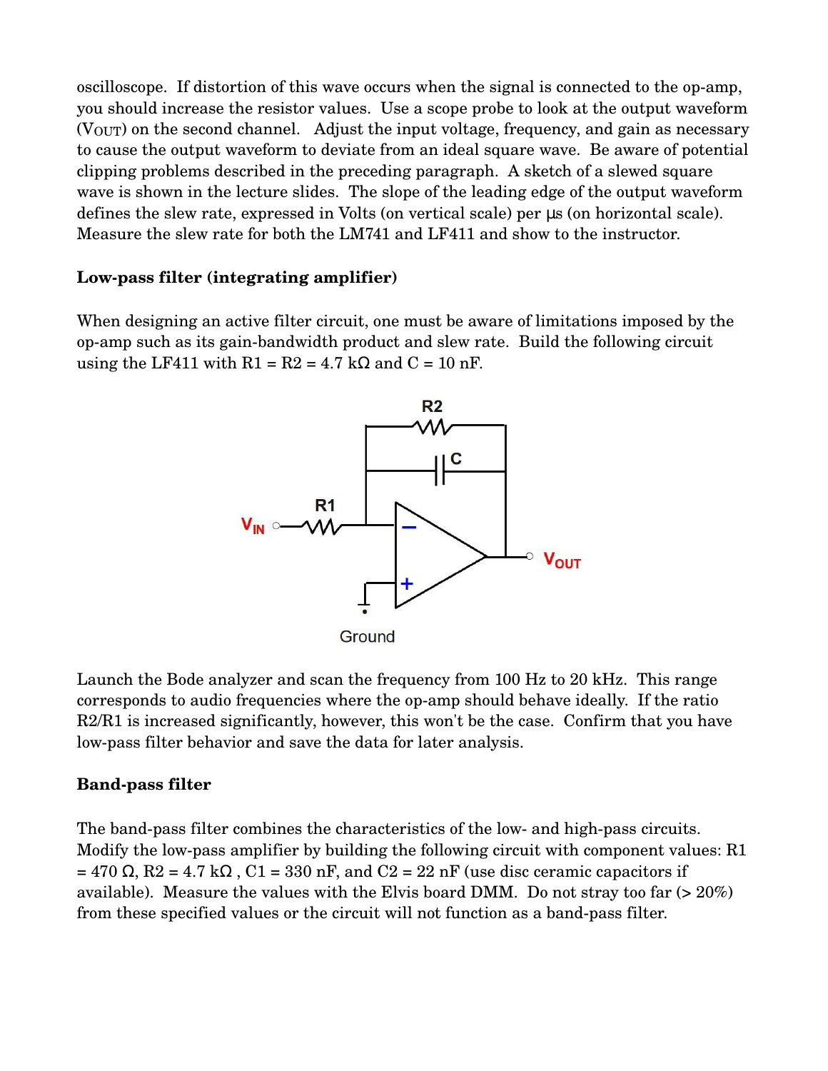oscilloscope. If distortion of this wave occurs when the signal is connected to the op-amp, you should increase the resistor values. Use a scope probe to look at the output waveform ($V_{OUT}$) on the second channel. Adjust the input voltage, frequency, and gain as necessary to cause the output waveform to deviate from an ideal square wave. Be aware of potential clipping problems described in the preceding paragraph. A sketch of a slewed square wave is shown in the lecture slides. The slope of the leading edge of the output waveform defines the slew rate, expressed in Volts (on vertical scale) per μs (on horizontal scale). Measure the slew rate for both the LM741 and LF411 and show to the instructor.

**Low-pass filter (integrating amplifier)**

When designing an active filter circuit, one must be aware of limitations imposed by the op-amp such as its gain-bandwidth product and slew rate. Build the following circuit using the LF411 with R1 = R2 = 4.7 kΩ and C = 10 nF.

Launch the Bode analyzer and scan the frequency from 100 Hz to 20 kHz. This range corresponds to audio frequencies where the op-amp should behave ideally. If the ratio R2/R1 is increased significantly, however, this won't be the case. Confirm that you have low-pass filter behavior and save the data for later analysis.

**Band-pass filter**

The band-pass filter combines the characteristics of the low- and high-pass circuits. Modify the low-pass amplifier by building the following circuit with component values: R1 = 470 Ω, R2 = 4.7 kΩ , C1 = 330 nF, and C2 = 22 nF (use disc ceramic capacitors if available). Measure the values with the Elvis board DMM. Do not stray too far (> 20%) from these specified values or the circuit will not function as a band-pass filter.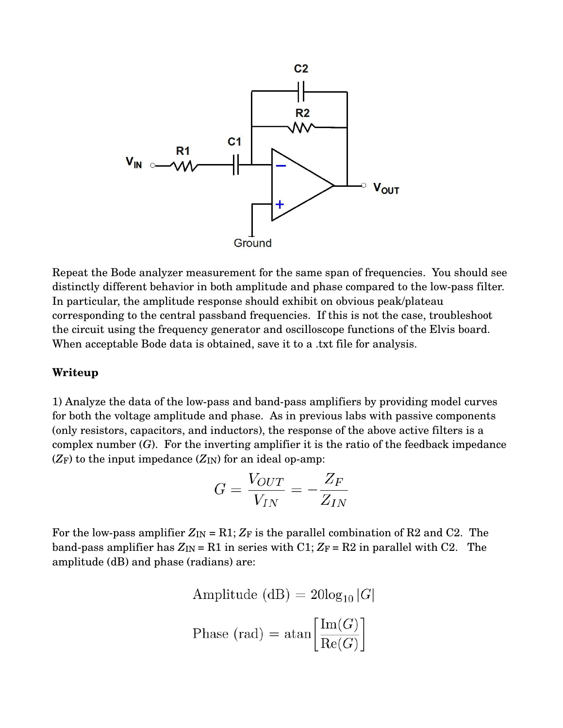Repeat the Bode analyzer measurement for the same span of frequencies. You should see distinctly different behavior in both amplitude and phase compared to the low-pass filter. In particular, the amplitude response should exhibit on obvious peak/plateau corresponding to the central passband frequencies. If this is not the case, troubleshoot the circuit using the frequency generator and oscilloscope functions of the Elvis board. When acceptable Bode data is obtained, save it to a .txt file for analysis.

**Writeup**

1) Analyze the data of the low-pass and band-pass amplifiers by providing model curves for both the voltage amplitude and phase. As in previous labs with passive components (only resistors, capacitors, and inductors), the response of the above active filters is a complex number ($G$). For the inverting amplifier it is the ratio of the feedback impedance ($Z_F$) to the input impedance ($Z_{IN}$) for an ideal op-amp:

$$G = \frac{V_{OUT}}{V_{IN}} = -\frac{Z_F}{Z_{IN}}$$

For the low-pass amplifier $Z_{IN}$ = R1; $Z_F$ is the parallel combination of R2 and C2. The band-pass amplifier has $Z_{IN}$ = R1 in series with C1; $Z_F$ = R2 in parallel with C2. The amplitude (dB) and phase (radians) are:

$$\text{Amplitude (dB)} = 20\log_{10}|G|$$

$$\text{Phase (rad)} = \text{atan}\left[\frac{\text{Im}(G)}{\text{Re}(G)}\right]$$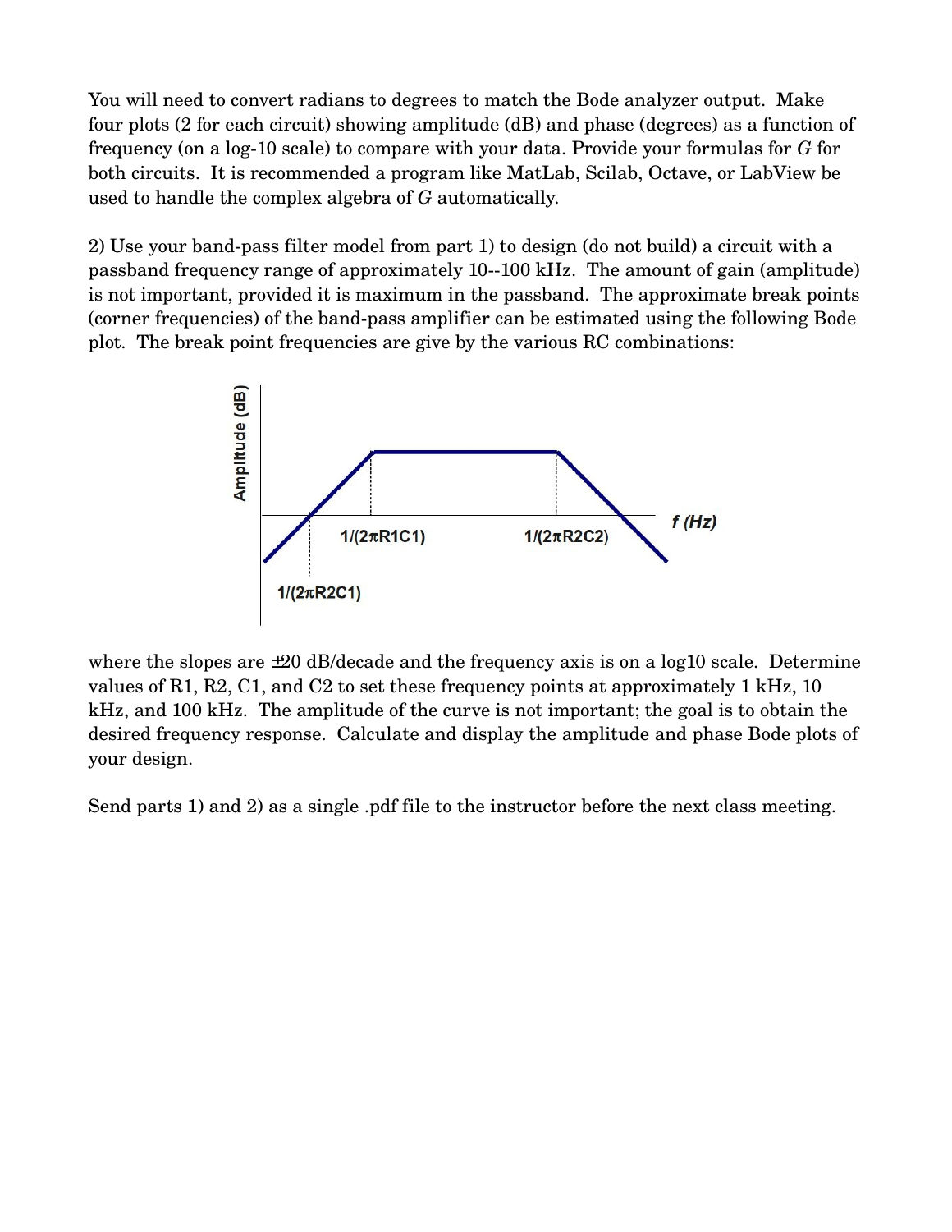You will need to convert radians to degrees to match the Bode analyzer output. Make four plots (2 for each circuit) showing amplitude (dB) and phase (degrees) as a function of frequency (on a log-10 scale) to compare with your data. Provide your formulas for *G* for both circuits. It is recommended a program like MatLab, Scilab, Octave, or LabView be used to handle the complex algebra of *G* automatically.

2) Use your band-pass filter model from part 1) to design (do not build) a circuit with a passband frequency range of approximately 10--100 kHz. The amount of gain (amplitude) is not important, provided it is maximum in the passband. The approximate break points (corner frequencies) of the band-pass amplifier can be estimated using the following Bode plot. The break point frequencies are give by the various RC combinations:

Amplitude (dB)

$1/(2\pi R1C1)$

$1/(2\pi R2C2)$

f (Hz)

$1/(2\pi R2C1)$

where the slopes are ±20 dB/decade and the frequency axis is on a log10 scale. Determine values of R1, R2, C1, and C2 to set these frequency points at approximately 1 kHz, 10 kHz, and 100 kHz. The amplitude of the curve is not important; the goal is to obtain the desired frequency response. Calculate and display the amplitude and phase Bode plots of your design.

Send parts 1) and 2) as a single .pdf file to the instructor before the next class meeting.